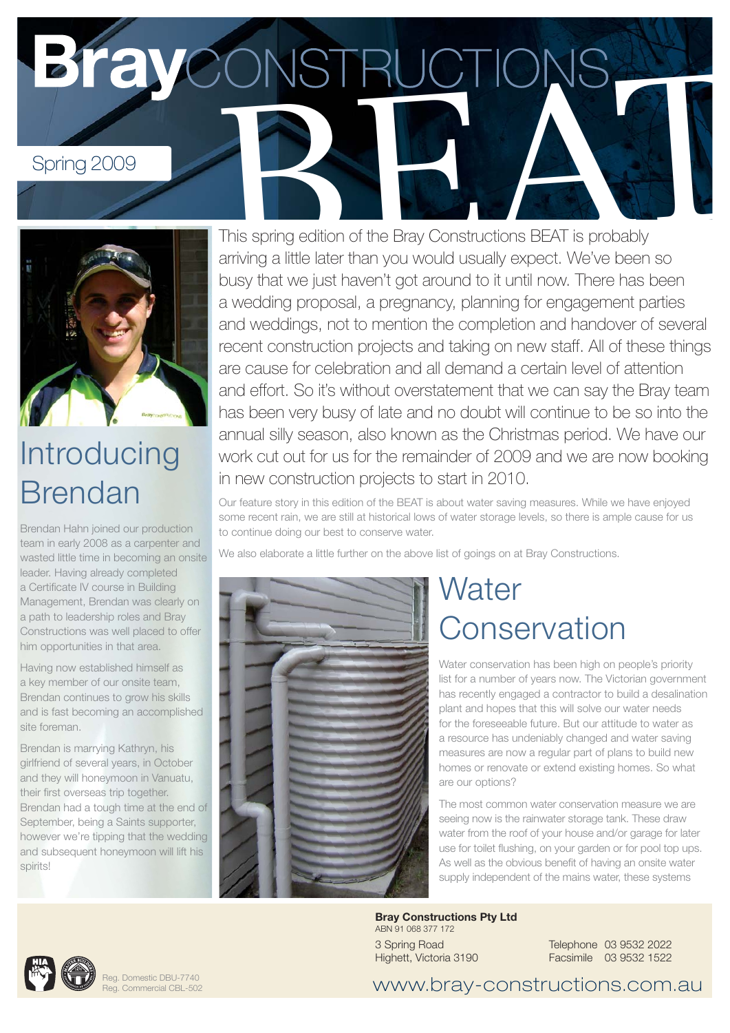# Bray CONSTRUCTIONS BEAT

Spring 2009

This spring edition of the Bray Constructions BEAT is probably arriving a little later than you would usually expect. We've been so busy that we just haven't got around to it until now. There has been a wedding proposal, a pregnancy, planning for engagement parties and weddings, not to mention the completion and handover of several recent construction projects and taking on new staff. All of these things are cause for celebration and all demand a certain level of attention and effort. So it's without overstatement that we can say the Bray team has been very busy of late and no doubt will continue to be so into the annual silly season, also known as the Christmas period. We have our work cut out for us for the remainder of 2009 and we are now booking in new construction projects to start in 2010.

Our feature story in this edition of the BEAT is about water saving measures. While we have enjoyed some recent rain, we are still at historical lows of water storage levels, so there is ample cause for us to continue doing our best to conserve water.

We also elaborate a little further on the above list of goings on at Bray Constructions.

## Introducing Brendan

Brendan Hahn joined our production team in early 2008 as a carpenter and wasted little time in becoming an onsite leader. Having already completed a Certificate IV course in Building Management, Brendan was clearly on a path to leadership roles and Bray Constructions was well placed to offer him opportunities in that area.

Having now established himself as a key member of our onsite team, Brendan continues to grow his skills and is fast becoming an accomplished site foreman.

Brendan is marrying Kathryn, his girlfriend of several years, in October and they will honeymoon in Vanuatu, their first overseas trip together. Brendan had a tough time at the end of September, being a Saints supporter, however we're tipping that the wedding and subsequent honeymoon will lift his spirits!

## Water Conservation

Water conservation has been high on people's priority list for a number of years now. The Victorian government has recently engaged a contractor to build a desalination plant and hopes that this will solve our water needs for the foreseeable future. But our attitude to water as a resource has undeniably changed and water saving measures are now a regular part of plans to build new homes or renovate or extend existing homes. So what are our options?

The most common water conservation measure we are seeing now is the rainwater storage tank. These draw water from the roof of your house and/or garage for later use for toilet flushing, on your garden or for pool top ups. As well as the obvious benefit of having an onsite water supply independent of the mains water, these systems

**Bray Constructions Pty Ltd**
ABN 91 068 377 172

3 Spring Road
Highett, Victoria 3190

Telephone 03 9532 2022
Facsimile 03 9532 1522

Reg. Domestic DBU-7740
Reg. Commercial CBL-502

www.bray-constructions.com.au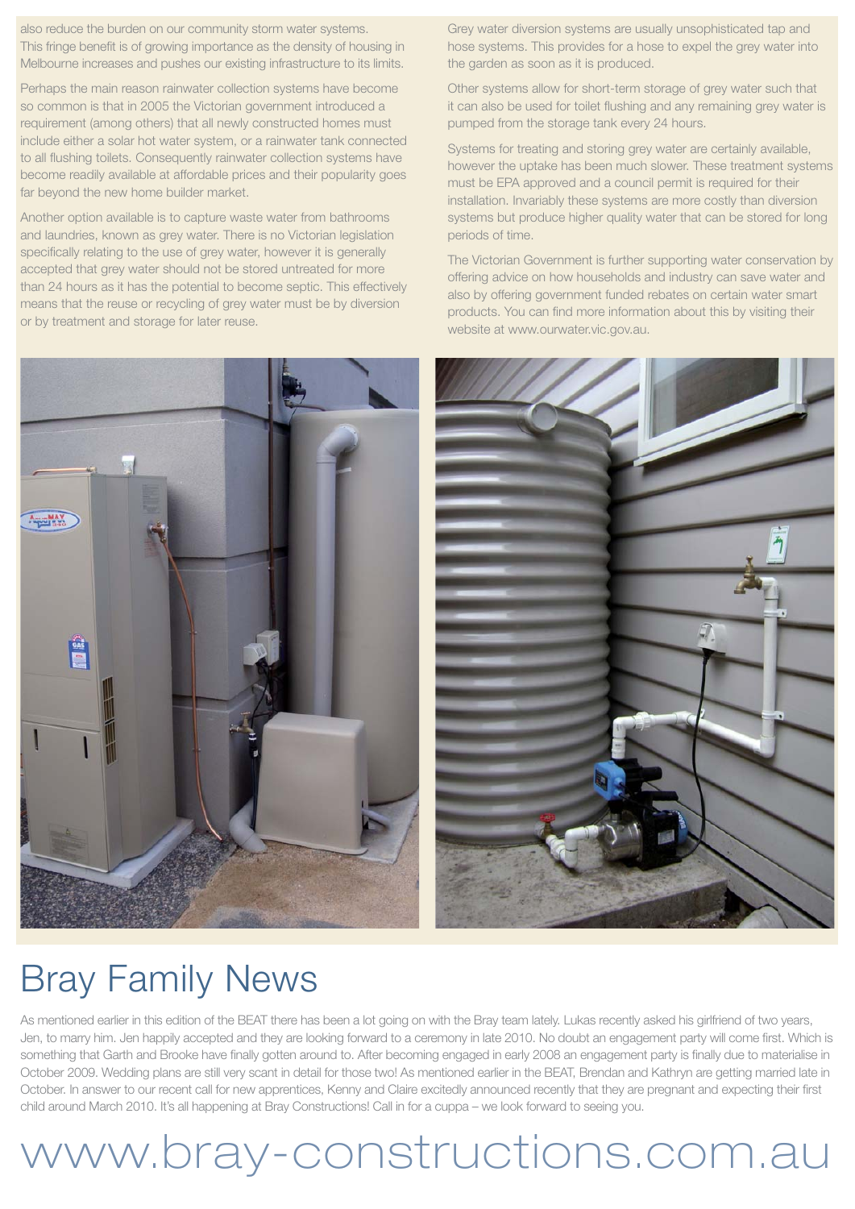also reduce the burden on our community storm water systems. This fringe benefit is of growing importance as the density of housing in Melbourne increases and pushes our existing infrastructure to its limits.

Perhaps the main reason rainwater collection systems have become so common is that in 2005 the Victorian government introduced a requirement (among others) that all newly constructed homes must include either a solar hot water system, or a rainwater tank connected to all flushing toilets. Consequently rainwater collection systems have become readily available at affordable prices and their popularity goes far beyond the new home builder market.

Another option available is to capture waste water from bathrooms and laundries, known as grey water. There is no Victorian legislation specifically relating to the use of grey water, however it is generally accepted that grey water should not be stored untreated for more than 24 hours as it has the potential to become septic. This effectively means that the reuse or recycling of grey water must be by diversion or by treatment and storage for later reuse.

Grey water diversion systems are usually unsophisticated tap and hose systems. This provides for a hose to expel the grey water into the garden as soon as it is produced.

Other systems allow for short-term storage of grey water such that it can also be used for toilet flushing and any remaining grey water is pumped from the storage tank every 24 hours.

Systems for treating and storing grey water are certainly available, however the uptake has been much slower. These treatment systems must be EPA approved and a council permit is required for their installation. Invariably these systems are more costly than diversion systems but produce higher quality water that can be stored for long periods of time.

The Victorian Government is further supporting water conservation by offering advice on how households and industry can save water and also by offering government funded rebates on certain water smart products. You can find more information about this by visiting their website at www.ourwater.vic.gov.au.

# Bray Family News

As mentioned earlier in this edition of the BEAT there has been a lot going on with the Bray team lately. Lukas recently asked his girlfriend of two years, Jen, to marry him. Jen happily accepted and they are looking forward to a ceremony in late 2010. No doubt an engagement party will come first. Which is something that Garth and Brooke have finally gotten around to. After becoming engaged in early 2008 an engagement party is finally due to materialise in October 2009. Wedding plans are still very scant in detail for those two! As mentioned earlier in the BEAT, Brendan and Kathryn are getting married late in October. In answer to our recent call for new apprentices, Kenny and Claire excitedly announced recently that they are pregnant and expecting their first child around March 2010. It's all happening at Bray Constructions! Call in for a cuppa – we look forward to seeing you.

www.bray-constructions.com.au